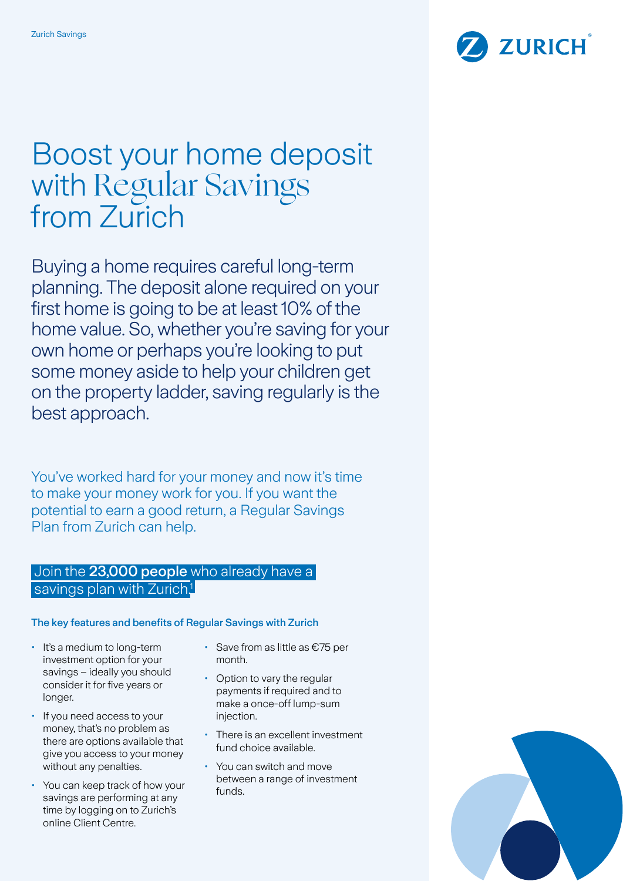Zurich Savings

# Boost your home deposit with Regular Savings from Zurich

Buying a home requires careful long-term planning. The deposit alone required on your first home is going to be at least 10% of the home value. So, whether you're saving for your own home or perhaps you're looking to put some money aside to help your children get on the property ladder, saving regularly is the best approach.

You've worked hard for your money and now it's time to make your money work for you. If you want the potential to earn a good return, a Regular Savings Plan from Zurich can help.

Join the **23,000 people** who already have a savings plan with Zurich.[1]

### The key features and benefits of Regular Savings with Zurich

- It's a medium to long-term investment option for your savings – ideally you should consider it for five years or longer.
- If you need access to your money, that's no problem as there are options available that give you access to your money without any penalties.
- You can keep track of how your savings are performing at any time by logging on to Zurich's online Client Centre.
- Save from as little as €75 per month.
- Option to vary the regular payments if required and to make a once-off lump-sum injection.
- There is an excellent investment fund choice available.
- You can switch and move between a range of investment funds.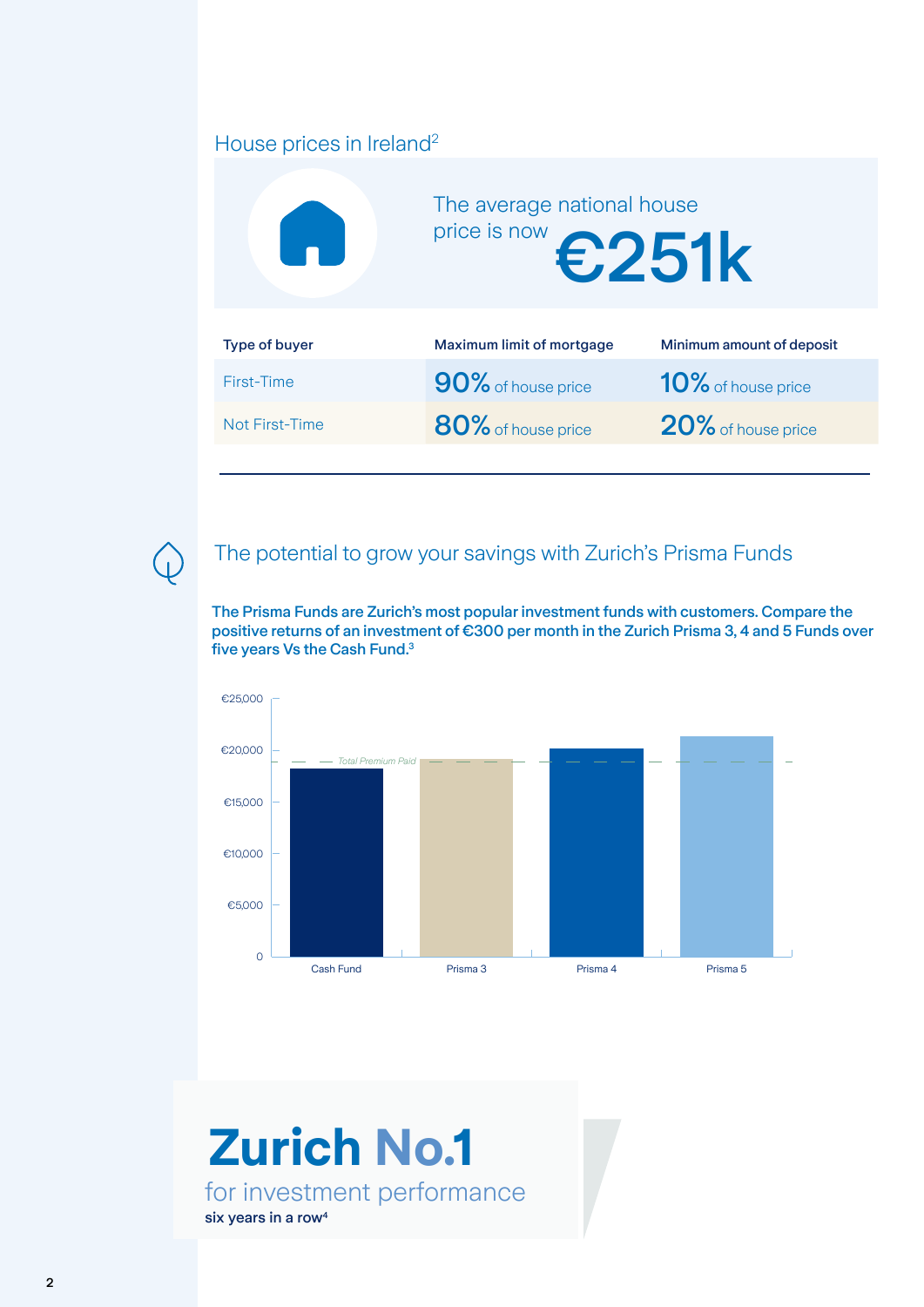## House prices in Ireland[2]

The average national house price is now **€251k**

| Type of buyer | Maximum limit of mortgage | Minimum amount of deposit |
|---|---|---|
| First-Time | **90%** of house price | **10%** of house price |
| Not First-Time | **80%** of house price | **20%** of house price |

## The potential to grow your savings with Zurich's Prisma Funds

**The Prisma Funds are Zurich's most popular investment funds with customers. Compare the positive returns of an investment of €300 per month in the Zurich Prisma 3, 4 and 5 Funds over five years Vs the Cash Fund.[3]**

€25,000
€20,000
€15,000
€10,000
€5,000
0

*Total Premium Paid*

Cash Fund | Prisma 3 | Prisma 4 | Prisma 5

# Zurich No.1

for investment performance

**six years in a row[4]**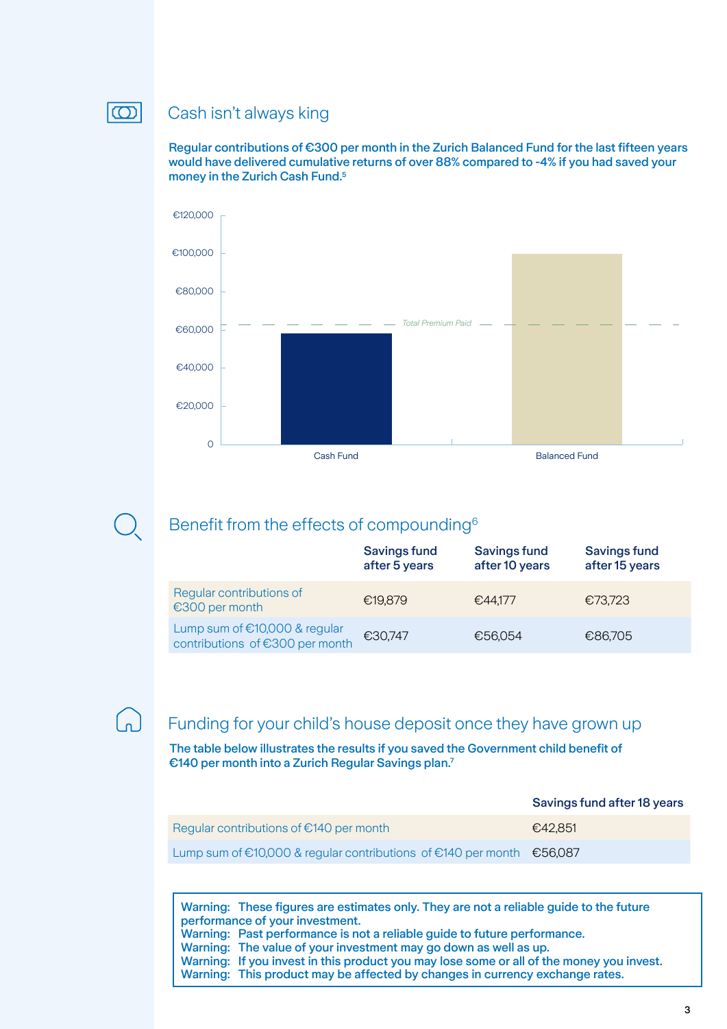## Cash isn't always king

**Regular contributions of €300 per month in the Zurich Balanced Fund for the last fifteen years would have delivered cumulative returns of over 88% compared to -4% if you had saved your money in the Zurich Cash Fund.[5]**

€120,000
€100,000
€80,000
€60,000
€40,000
€20,000
0

*Total Premium Paid*

Cash Fund
Balanced Fund

## Benefit from the effects of compounding[6]

| | Savings fund after 5 years | Savings fund after 10 years | Savings fund after 15 years |
|---|---|---|---|
| Regular contributions of €300 per month | €19,879 | €44,177 | €73,723 |
| Lump sum of €10,000 & regular contributions of €300 per month | €30,747 | €56,054 | €86,705 |

## Funding for your child's house deposit once they have grown up

**The table below illustrates the results if you saved the Government child benefit of €140 per month into a Zurich Regular Savings plan.[7]**

| | Savings fund after 18 years |
|---|---|
| Regular contributions of €140 per month | €42,851 |
| Lump sum of €10,000 & regular contributions of €140 per month | €56,087 |

**Warning: These figures are estimates only. They are not a reliable guide to the future performance of your investment.**
**Warning: Past performance is not a reliable guide to future performance.**
**Warning: The value of your investment may go down as well as up.**
**Warning: If you invest in this product you may lose some or all of the money you invest.**
**Warning: This product may be affected by changes in currency exchange rates.**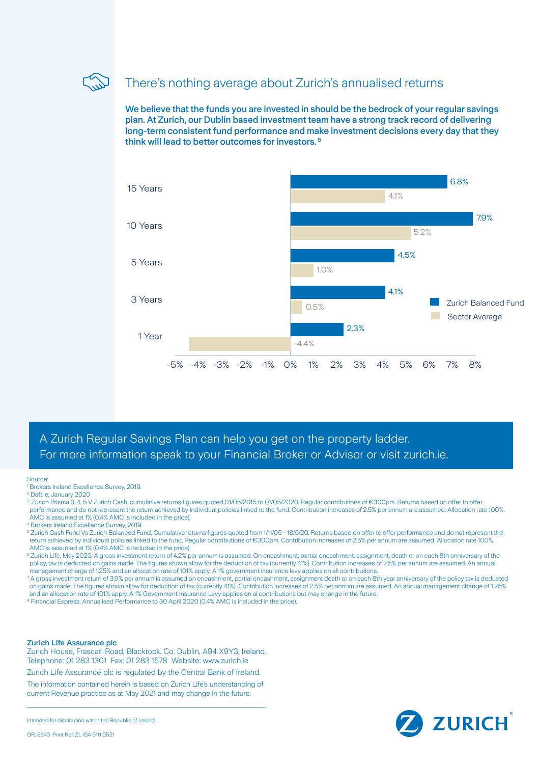## There's nothing average about Zurich's annualised returns

**We believe that the funds you are invested in should be the bedrock of your regular savings plan. At Zurich, our Dublin based investment team have a strong track record of delivering long-term consistent fund performance and make investment decisions every day that they think will lead to better outcomes for investors.** [8]

15 Years
6.8%
4.1%

10 Years
7.9%
5.2%

5 Years
4.5%
1.0%

3 Years
4.1%
0.5%

1 Year
2.3%
-4.4%

-5% -4% -3% -2% -1% 0% 1% 2% 3% 4% 5% 6% 7% 8%

Zurich Balanced Fund
Sector Average

A Zurich Regular Savings Plan can help you get on the property ladder.
For more information speak to your Financial Broker or Advisor or visit zurich.ie.

Source:
[1] Brokers Ireland Excellence Survey, 2019.
[2] Daft.ie, January 2020
[3] Zurich Prisma 3, 4, 5 V Zurich Cash, cumulative returns figures quoted 01/05/2015 to 01/05/2020. Regular contributions of €300pm. Returns based on offer to offer performance and do not represent the return achieved by individual policies linked to the fund. Contribution increases of 2.5% per annum are assumed. Allocation rate 100%. AMC is assumed at 1% (0.4% AMC is included in the price).
[4] Brokers Ireland Excellence Survey, 2019.
[5] Zurich Cash Fund Vs Zurich Balanced Fund, Cumulative returns figures quoted from 1/11/05 - 18/5/20. Returns based on offer to offer performance and do not represent the return achieved by individual policies linked to the fund. Regular contributions of €300pm. Contribution increases of 2.5% per annum are assumed. Allocation rate 100%. AMC is assumed at 1% (0.4% AMC is included in the price).
[6] Zurich Life, May 2020. A gross investment return of 4.2% per annum is assumed. On encashment, partial encashment, assignment, death or on each 8th anniversary of the policy, tax is deducted on gains made. The figures shown allow for the deduction of tax (currently 41%). Contribution increases of 2.5% per annum are assumed. An annual management charge of 1.25% and an allocation rate of 101% apply. A 1% government insurance levy applies on all contributions.
[7] A gross investment return of 3.9% per annum is assumed on encashment, partial encashment, assignment death or on each 8th year anniversary of the policy tax is deducted on gains made. The figures shown allow for deduction of tax (currently 41%). Contribution increases of 2.5% per annum are assumed. An annual management change of 1.25% and an allocation rate of 101% apply. A 1% Government Insurance Levy applies on al contributions but may change in the future.
[8] Financial Express, Annualised Performance to 30 April 2020 (0.4% AMC is included in the price).

**Zurich Life Assurance plc**
Zurich House, Frascati Road, Blackrock, Co. Dublin, A94 X9Y3, Ireland.
Telephone: 01 283 1301 Fax: 01 283 1578 Website: www.zurich.ie

Zurich Life Assurance plc is regulated by the Central Bank of Ireland.

The information contained herein is based on Zurich Life's understanding of current Revenue practice as at May 2021 and may change in the future.

Intended for distribution within the Republic of Ireland.

GR: 5943 Print Ref: ZL ISA 5111 0521

ZURICH